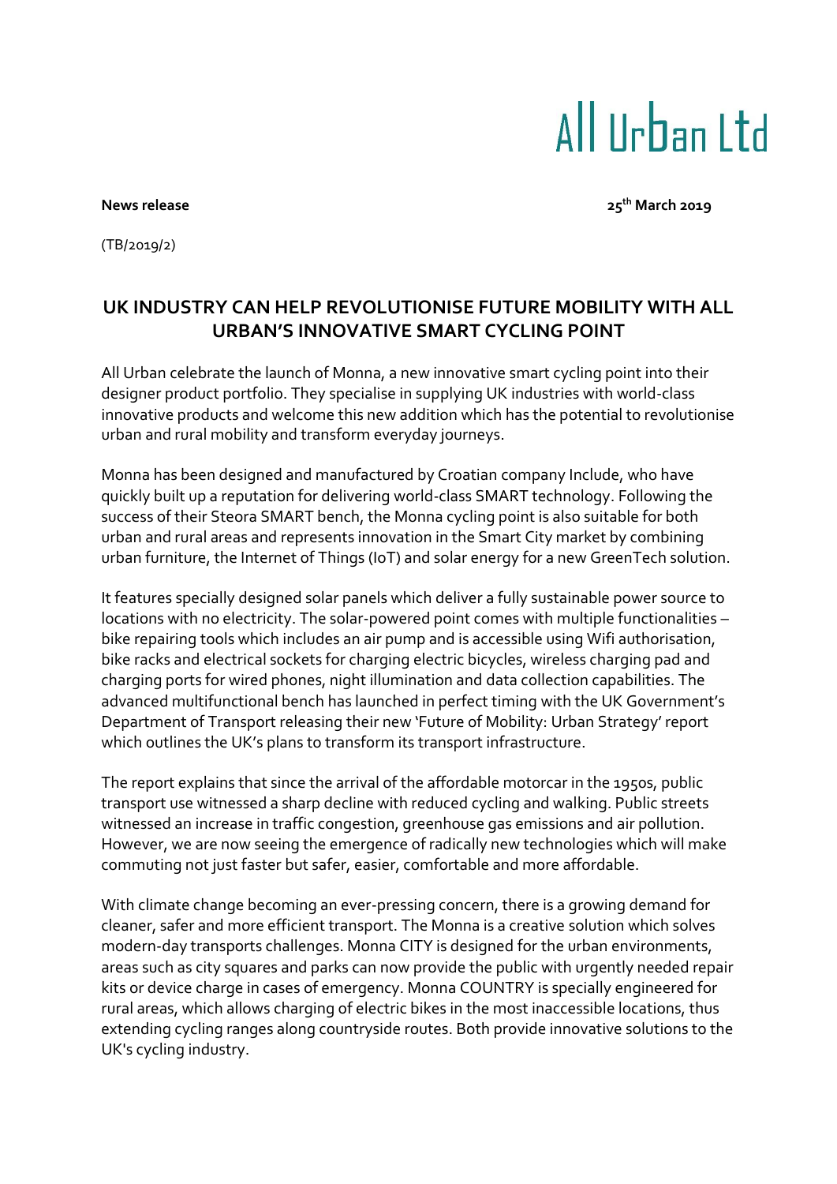# All Urban Ltd

**News release** **25th March 2019**

(TB/2019/2)

## UK INDUSTRY CAN HELP REVOLUTIONISE FUTURE MOBILITY WITH ALL URBAN'S INNOVATIVE SMART CYCLING POINT

All Urban celebrate the launch of Monna, a new innovative smart cycling point into their designer product portfolio. They specialise in supplying UK industries with world-class innovative products and welcome this new addition which has the potential to revolutionise urban and rural mobility and transform everyday journeys.

Monna has been designed and manufactured by Croatian company Include, who have quickly built up a reputation for delivering world-class SMART technology. Following the success of their Steora SMART bench, the Monna cycling point is also suitable for both urban and rural areas and represents innovation in the Smart City market by combining urban furniture, the Internet of Things (IoT) and solar energy for a new GreenTech solution.

It features specially designed solar panels which deliver a fully sustainable power source to locations with no electricity. The solar-powered point comes with multiple functionalities – bike repairing tools which includes an air pump and is accessible using Wifi authorisation, bike racks and electrical sockets for charging electric bicycles, wireless charging pad and charging ports for wired phones, night illumination and data collection capabilities. The advanced multifunctional bench has launched in perfect timing with the UK Government's Department of Transport releasing their new 'Future of Mobility: Urban Strategy' report which outlines the UK's plans to transform its transport infrastructure.

The report explains that since the arrival of the affordable motorcar in the 1950s, public transport use witnessed a sharp decline with reduced cycling and walking. Public streets witnessed an increase in traffic congestion, greenhouse gas emissions and air pollution. However, we are now seeing the emergence of radically new technologies which will make commuting not just faster but safer, easier, comfortable and more affordable.

With climate change becoming an ever-pressing concern, there is a growing demand for cleaner, safer and more efficient transport. The Monna is a creative solution which solves modern-day transports challenges. Monna CITY is designed for the urban environments, areas such as city squares and parks can now provide the public with urgently needed repair kits or device charge in cases of emergency. Monna COUNTRY is specially engineered for rural areas, which allows charging of electric bikes in the most inaccessible locations, thus extending cycling ranges along countryside routes. Both provide innovative solutions to the UK's cycling industry.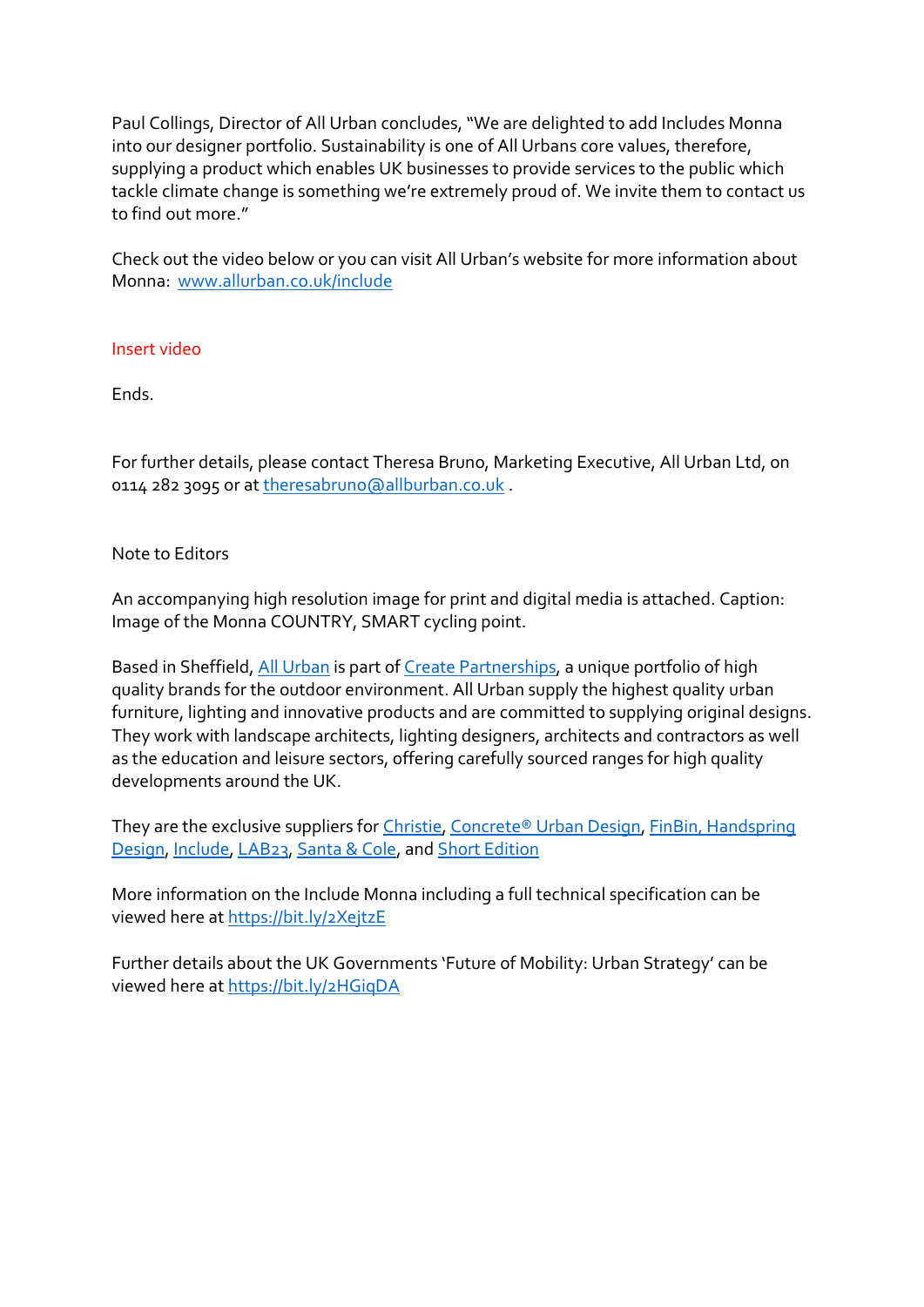Paul Collings, Director of All Urban concludes, "We are delighted to add Includes Monna into our designer portfolio. Sustainability is one of All Urbans core values, therefore, supplying a product which enables UK businesses to provide services to the public which tackle climate change is something we're extremely proud of. We invite them to contact us to find out more."

Check out the video below or you can visit All Urban's website for more information about Monna: [www.allurban.co.uk/include](www.allurban.co.uk/include)

Insert video

Ends.

For further details, please contact Theresa Bruno, Marketing Executive, All Urban Ltd, on 0114 282 3095 or at [theresabruno@allburban.co.uk](mailto:theresabruno@allburban.co.uk) .

Note to Editors

An accompanying high resolution image for print and digital media is attached. Caption: Image of the Monna COUNTRY, SMART cycling point.

Based in Sheffield, All Urban is part of Create Partnerships, a unique portfolio of high quality brands for the outdoor environment. All Urban supply the highest quality urban furniture, lighting and innovative products and are committed to supplying original designs. They work with landscape architects, lighting designers, architects and contractors as well as the education and leisure sectors, offering carefully sourced ranges for high quality developments around the UK.

They are the exclusive suppliers for Christie, Concrete® Urban Design, FinBin, Handspring Design, Include, LAB23, Santa & Cole, and Short Edition

More information on the Include Monna including a full technical specification can be viewed here at [https://bit.ly/2XejtzE](https://bit.ly/2XejtzE)

Further details about the UK Governments 'Future of Mobility: Urban Strategy' can be viewed here at [https://bit.ly/2HGiqDA](https://bit.ly/2HGiqDA)